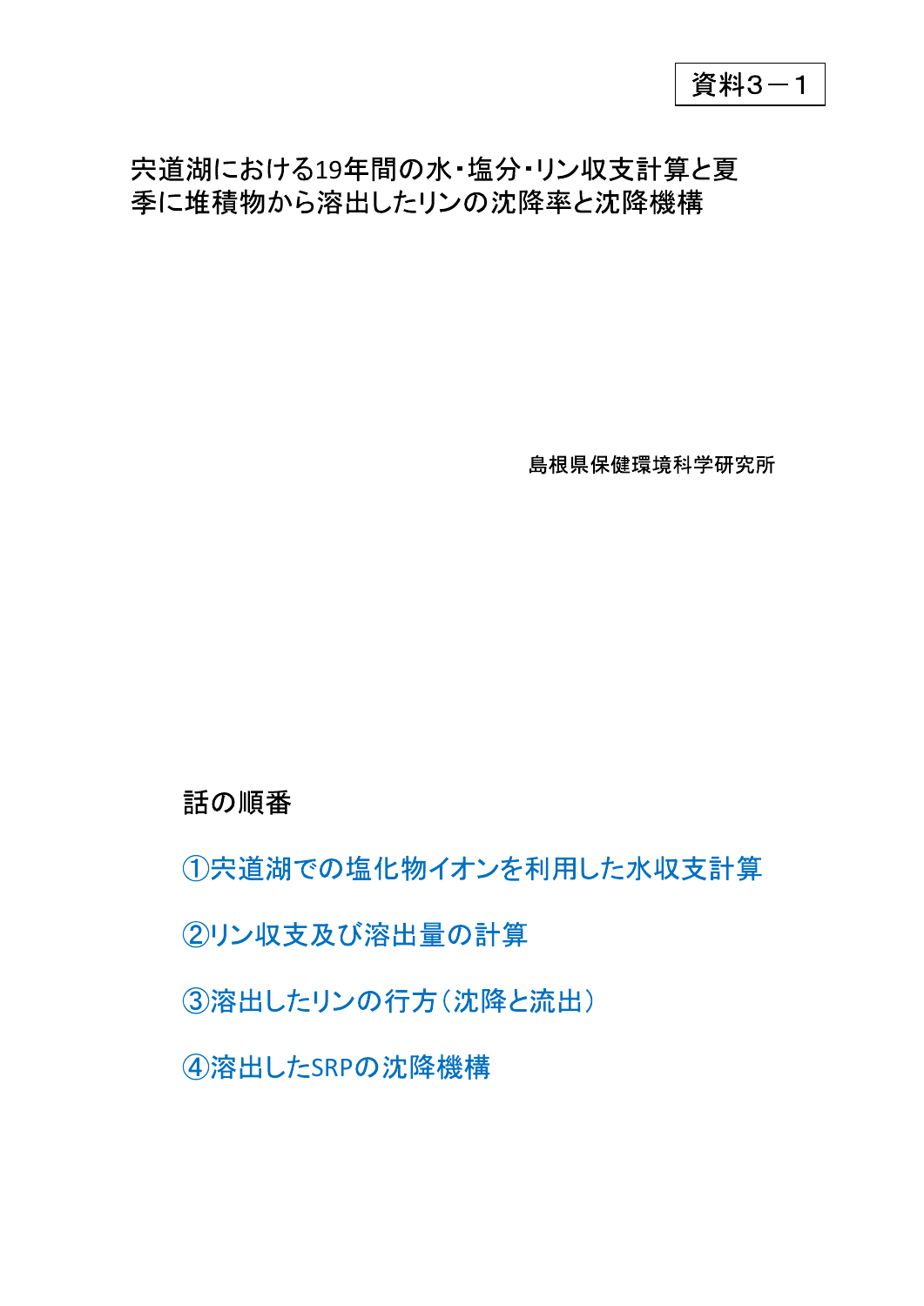資料3－1

# 宍道湖における19年間の水・塩分・リン収支計算と夏季に堆積物から溶出したリンの沈降率と沈降機構

島根県保健環境科学研究所

## 話の順番

①宍道湖での塩化物イオンを利用した水収支計算

②リン収支及び溶出量の計算

③溶出したリンの行方（沈降と流出）

④溶出したSRPの沈降機構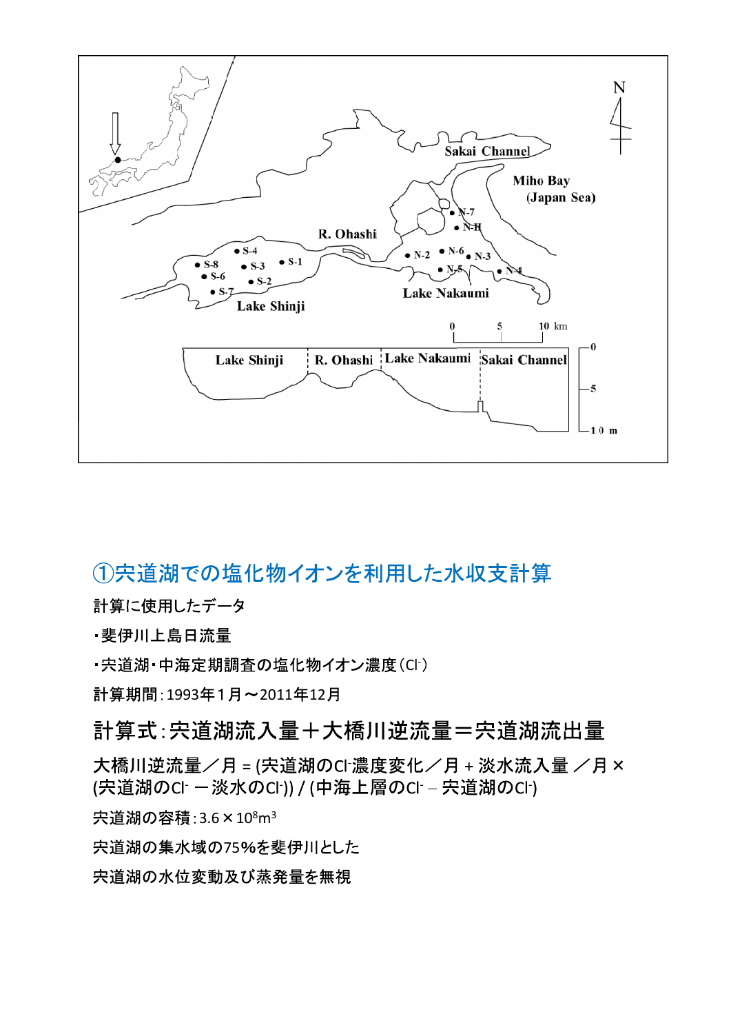## ①宍道湖での塩化物イオンを利用した水収支計算

計算に使用したデータ

・斐伊川上島日流量

・宍道湖・中海定期調査の塩化物イオン濃度（$Cl^-$）

計算期間：1993年１月～2011年12月

### 計算式：宍道湖流入量＋大橋川逆流量＝宍道湖流出量

大橋川逆流量／月 = (宍道湖の$Cl^-$濃度変化／月 + 淡水流入量 ／月 × (宍道湖の$Cl^-$ －淡水の$Cl^-$)) / (中海上層の$Cl^-$ – 宍道湖の$Cl^-$)

宍道湖の容積：$3.6 \times 10^8 m^3$

宍道湖の集水域の75%を斐伊川とした

宍道湖の水位変動及び蒸発量を無視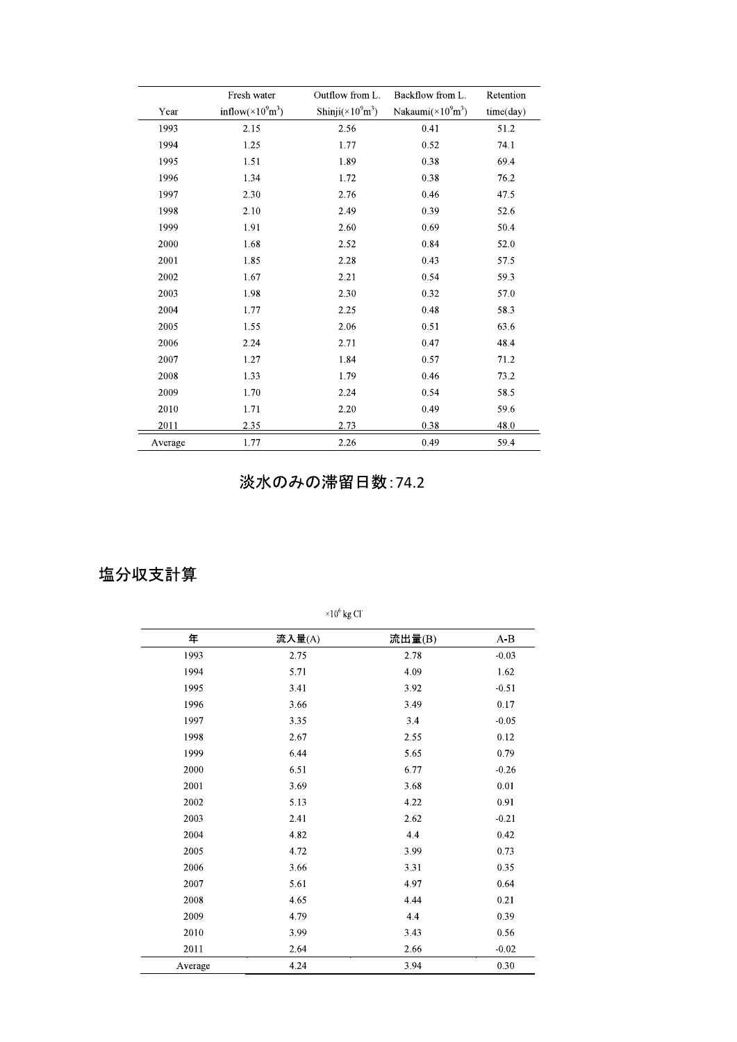| Year | Fresh water inflow($\times 10^9 m^3$) | Outflow from L. Shinji($\times 10^9 m^3$) | Backflow from L. Nakaumi($\times 10^9 m^3$) | Retention time(day) |
|---|---|---|---|---|
| 1993 | 2.15 | 2.56 | 0.41 | 51.2 |
| 1994 | 1.25 | 1.77 | 0.52 | 74.1 |
| 1995 | 1.51 | 1.89 | 0.38 | 69.4 |
| 1996 | 1.34 | 1.72 | 0.38 | 76.2 |
| 1997 | 2.30 | 2.76 | 0.46 | 47.5 |
| 1998 | 2.10 | 2.49 | 0.39 | 52.6 |
| 1999 | 1.91 | 2.60 | 0.69 | 50.4 |
| 2000 | 1.68 | 2.52 | 0.84 | 52.0 |
| 2001 | 1.85 | 2.28 | 0.43 | 57.5 |
| 2002 | 1.67 | 2.21 | 0.54 | 59.3 |
| 2003 | 1.98 | 2.30 | 0.32 | 57.0 |
| 2004 | 1.77 | 2.25 | 0.48 | 58.3 |
| 2005 | 1.55 | 2.06 | 0.51 | 63.6 |
| 2006 | 2.24 | 2.71 | 0.47 | 48.4 |
| 2007 | 1.27 | 1.84 | 0.57 | 71.2 |
| 2008 | 1.33 | 1.79 | 0.46 | 73.2 |
| 2009 | 1.70 | 2.24 | 0.54 | 58.5 |
| 2010 | 1.71 | 2.20 | 0.49 | 59.6 |
| 2011 | 2.35 | 2.73 | 0.38 | 48.0 |
| Average | 1.77 | 2.26 | 0.49 | 59.4 |

**淡水のみの滞留日数:74.2**

## 塩分収支計算

$\times 10^6$ kg Cl$^-$

| 年 | 流入量(A) | 流出量(B) | A-B |
|---|---|---|---|
| 1993 | 2.75 | 2.78 | -0.03 |
| 1994 | 5.71 | 4.09 | 1.62 |
| 1995 | 3.41 | 3.92 | -0.51 |
| 1996 | 3.66 | 3.49 | 0.17 |
| 1997 | 3.35 | 3.4 | -0.05 |
| 1998 | 2.67 | 2.55 | 0.12 |
| 1999 | 6.44 | 5.65 | 0.79 |
| 2000 | 6.51 | 6.77 | -0.26 |
| 2001 | 3.69 | 3.68 | 0.01 |
| 2002 | 5.13 | 4.22 | 0.91 |
| 2003 | 2.41 | 2.62 | -0.21 |
| 2004 | 4.82 | 4.4 | 0.42 |
| 2005 | 4.72 | 3.99 | 0.73 |
| 2006 | 3.66 | 3.31 | 0.35 |
| 2007 | 5.61 | 4.97 | 0.64 |
| 2008 | 4.65 | 4.44 | 0.21 |
| 2009 | 4.79 | 4.4 | 0.39 |
| 2010 | 3.99 | 3.43 | 0.56 |
| 2011 | 2.64 | 2.66 | -0.02 |
| Average | 4.24 | 3.94 | 0.30 |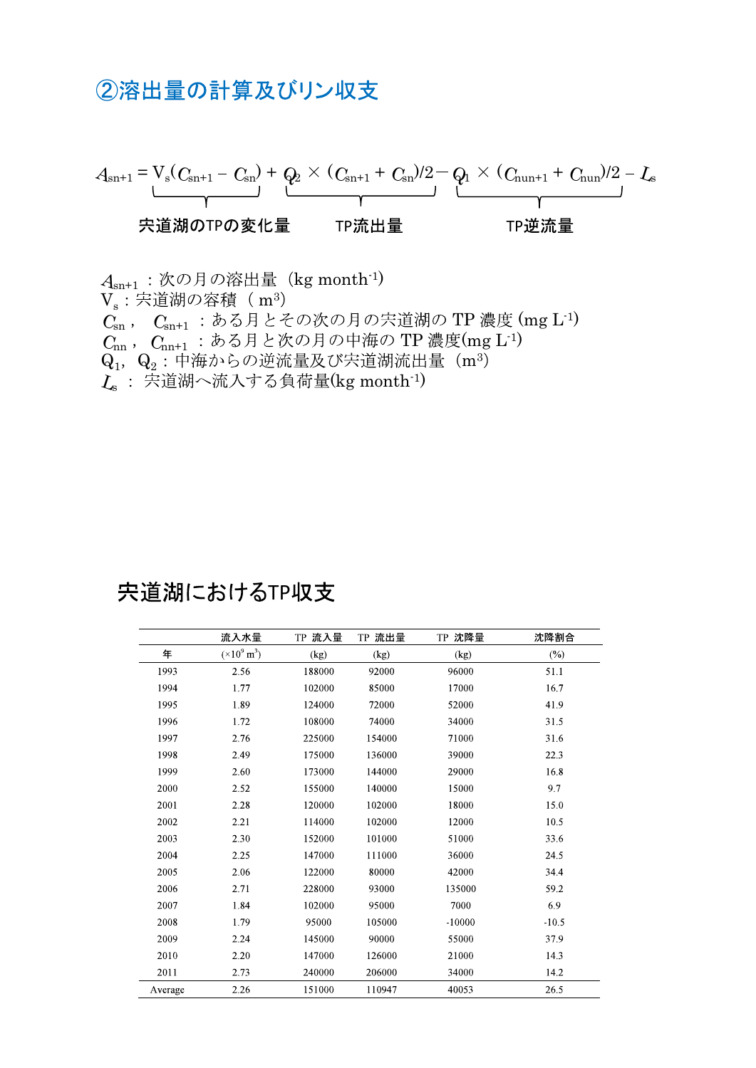## ②溶出量の計算及びリン収支

$$A_{sn+1} = \underbrace{V_s(C_{sn+1} - C_{sn})}_{\text{宍道湖のTPの変化量}} + \underbrace{Q_2 \times (C_{sn+1} + C_{sn})/2}_{\text{TP流出量}} - \underbrace{Q_1 \times (C_{nun+1} + C_{nun})/2}_{\text{TP逆流量}} - L_s$$

$A_{sn+1}$ ：次の月の溶出量（kg month$^{-1}$）
$V_s$：宍道湖の容積（ m$^3$）
$C_{sn}$， $C_{sn+1}$ ：ある月とその次の月の宍道湖の TP 濃度 (mg L$^{-1}$)
$C_{nn}$， $C_{nn+1}$ ：ある月と次の月の中海の TP 濃度(mg L$^{-1}$)
$Q_1$，$Q_2$：中海からの逆流量及び宍道湖流出量（m$^3$）
$L_s$ ： 宍道湖へ流入する負荷量(kg month$^{-1}$)

## 宍道湖におけるTP収支

| 年 | 流入水量 ($\times 10^9$ m$^3$) | TP 流入量 (kg) | TP 流出量 (kg) | TP 沈降量 (kg) | 沈降割合 (%) |
|---|---|---|---|---|---|
| 1993 | 2.56 | 188000 | 92000 | 96000 | 51.1 |
| 1994 | 1.77 | 102000 | 85000 | 17000 | 16.7 |
| 1995 | 1.89 | 124000 | 72000 | 52000 | 41.9 |
| 1996 | 1.72 | 108000 | 74000 | 34000 | 31.5 |
| 1997 | 2.76 | 225000 | 154000 | 71000 | 31.6 |
| 1998 | 2.49 | 175000 | 136000 | 39000 | 22.3 |
| 1999 | 2.60 | 173000 | 144000 | 29000 | 16.8 |
| 2000 | 2.52 | 155000 | 140000 | 15000 | 9.7 |
| 2001 | 2.28 | 120000 | 102000 | 18000 | 15.0 |
| 2002 | 2.21 | 114000 | 102000 | 12000 | 10.5 |
| 2003 | 2.30 | 152000 | 101000 | 51000 | 33.6 |
| 2004 | 2.25 | 147000 | 111000 | 36000 | 24.5 |
| 2005 | 2.06 | 122000 | 80000 | 42000 | 34.4 |
| 2006 | 2.71 | 228000 | 93000 | 135000 | 59.2 |
| 2007 | 1.84 | 102000 | 95000 | 7000 | 6.9 |
| 2008 | 1.79 | 95000 | 105000 | -10000 | -10.5 |
| 2009 | 2.24 | 145000 | 90000 | 55000 | 37.9 |
| 2010 | 2.20 | 147000 | 126000 | 21000 | 14.3 |
| 2011 | 2.73 | 240000 | 206000 | 34000 | 14.2 |
| Average | 2.26 | 151000 | 110947 | 40053 | 26.5 |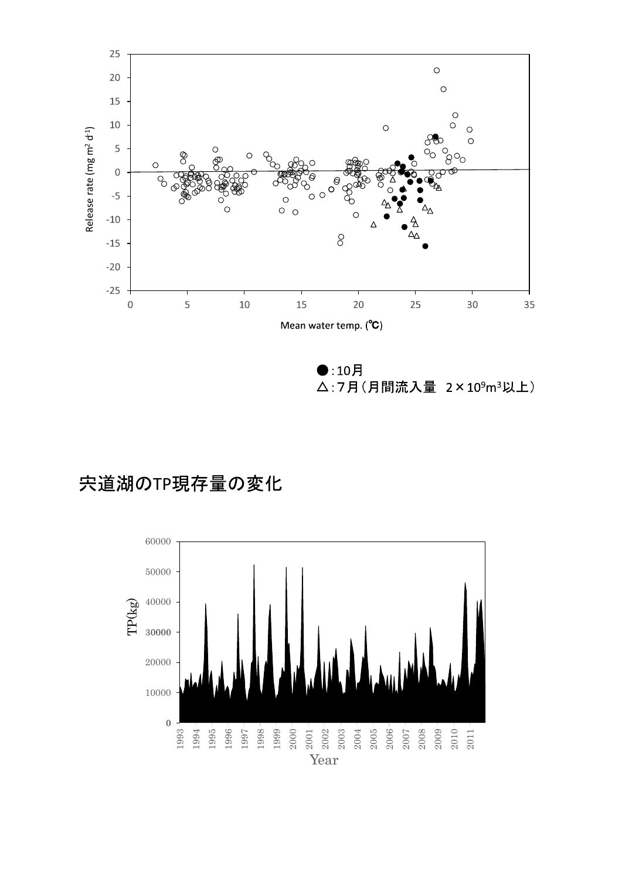●：10月
△：7月（月間流入量　2×$10^9$m$^3$以上）

## 宍道湖のTP現存量の変化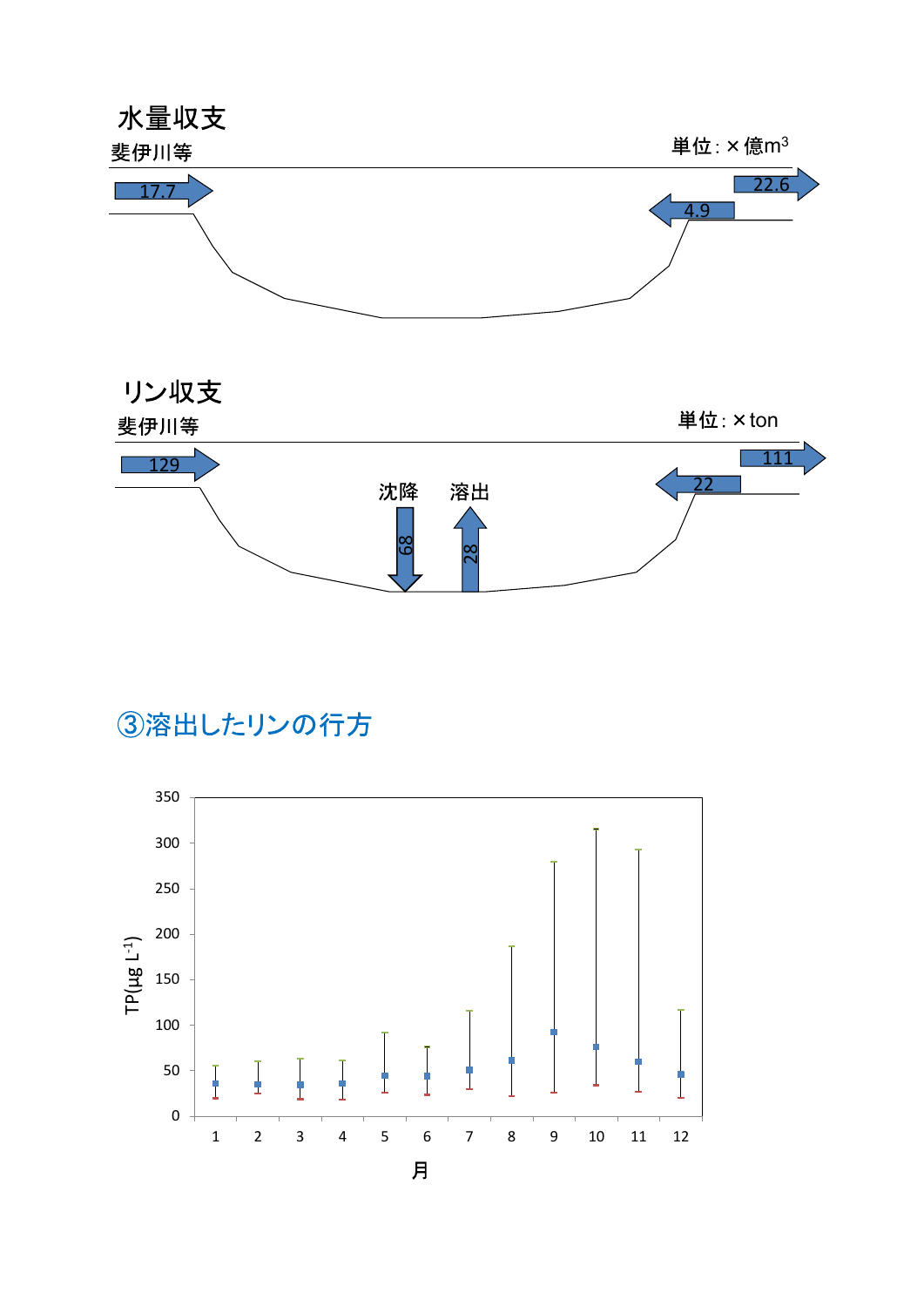水量収支

斐伊川等

単位：×億$m^3$

17.7

22.6

4.9

リン収支

斐伊川等

単位：×ton

129

111

22

沈降

溶出

68

28

## ③溶出したリンの行方

TP(µg $L^{-1}$)

350
300
250
200
150
100
50
0

1 2 3 4 5 6 7 8 9 10 11 12

月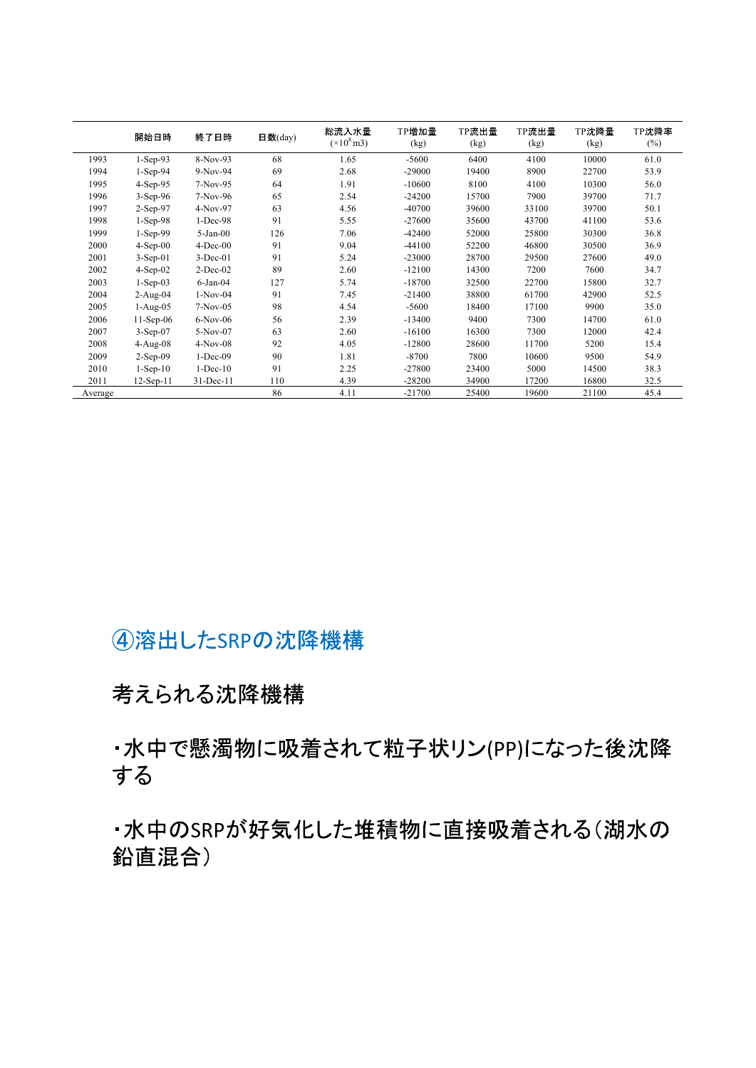| | 開始日時 | 終了日時 | 日数(day) | 総流入水量 ($\times 10^8$ m3) | TP増加量 (kg) | TP流出量 (kg) | TP流出量 (kg) | TP沈降量 (kg) | TP沈降率 (%) |
|---|---|---|---|---|---|---|---|---|---|
| 1993 | 1-Sep-93 | 8-Nov-93 | 68 | 1.65 | -5600 | 6400 | 4100 | 10000 | 61.0 |
| 1994 | 1-Sep-94 | 9-Nov-94 | 69 | 2.68 | -29000 | 19400 | 8900 | 22700 | 53.9 |
| 1995 | 4-Sep-95 | 7-Nov-95 | 64 | 1.91 | -10600 | 8100 | 4100 | 10300 | 56.0 |
| 1996 | 3-Sep-96 | 7-Nov-96 | 65 | 2.54 | -24200 | 15700 | 7900 | 39700 | 71.7 |
| 1997 | 2-Sep-97 | 4-Nov-97 | 63 | 4.56 | -40700 | 39600 | 33100 | 39700 | 50.1 |
| 1998 | 1-Sep-98 | 1-Dec-98 | 91 | 5.55 | -27600 | 35600 | 43700 | 41100 | 53.6 |
| 1999 | 1-Sep-99 | 5-Jan-00 | 126 | 7.06 | -42400 | 52000 | 25800 | 30300 | 36.8 |
| 2000 | 4-Sep-00 | 4-Dec-00 | 91 | 9.04 | -44100 | 52200 | 46800 | 30500 | 36.9 |
| 2001 | 3-Sep-01 | 3-Dec-01 | 91 | 5.24 | -23000 | 28700 | 29500 | 27600 | 49.0 |
| 2002 | 4-Sep-02 | 2-Dec-02 | 89 | 2.60 | -12100 | 14300 | 7200 | 7600 | 34.7 |
| 2003 | 1-Sep-03 | 6-Jan-04 | 127 | 5.74 | -18700 | 32500 | 22700 | 15800 | 32.7 |
| 2004 | 2-Aug-04 | 1-Nov-04 | 91 | 7.45 | -21400 | 38800 | 61700 | 42900 | 52.5 |
| 2005 | 1-Aug-05 | 7-Nov-05 | 98 | 4.54 | -5600 | 18400 | 17100 | 9900 | 35.0 |
| 2006 | 11-Sep-06 | 6-Nov-06 | 56 | 2.39 | -13400 | 9400 | 7300 | 14700 | 61.0 |
| 2007 | 3-Sep-07 | 5-Nov-07 | 63 | 2.60 | -16100 | 16300 | 7300 | 12000 | 42.4 |
| 2008 | 4-Aug-08 | 4-Nov-08 | 92 | 4.05 | -12800 | 28600 | 11700 | 5200 | 15.4 |
| 2009 | 2-Sep-09 | 1-Dec-09 | 90 | 1.81 | -8700 | 7800 | 10600 | 9500 | 54.9 |
| 2010 | 1-Sep-10 | 1-Dec-10 | 91 | 2.25 | -27800 | 23400 | 5000 | 14500 | 38.3 |
| 2011 | 12-Sep-11 | 31-Dec-11 | 110 | 4.39 | -28200 | 34900 | 17200 | 16800 | 32.5 |
| Average | | | 86 | 4.11 | -21700 | 25400 | 19600 | 21100 | 45.4 |

## ④溶出したSRPの沈降機構

考えられる沈降機構

・水中で懸濁物に吸着されて粒子状リン(PP)になった後沈降する

・水中のSRPが好気化した堆積物に直接吸着される(湖水の鉛直混合)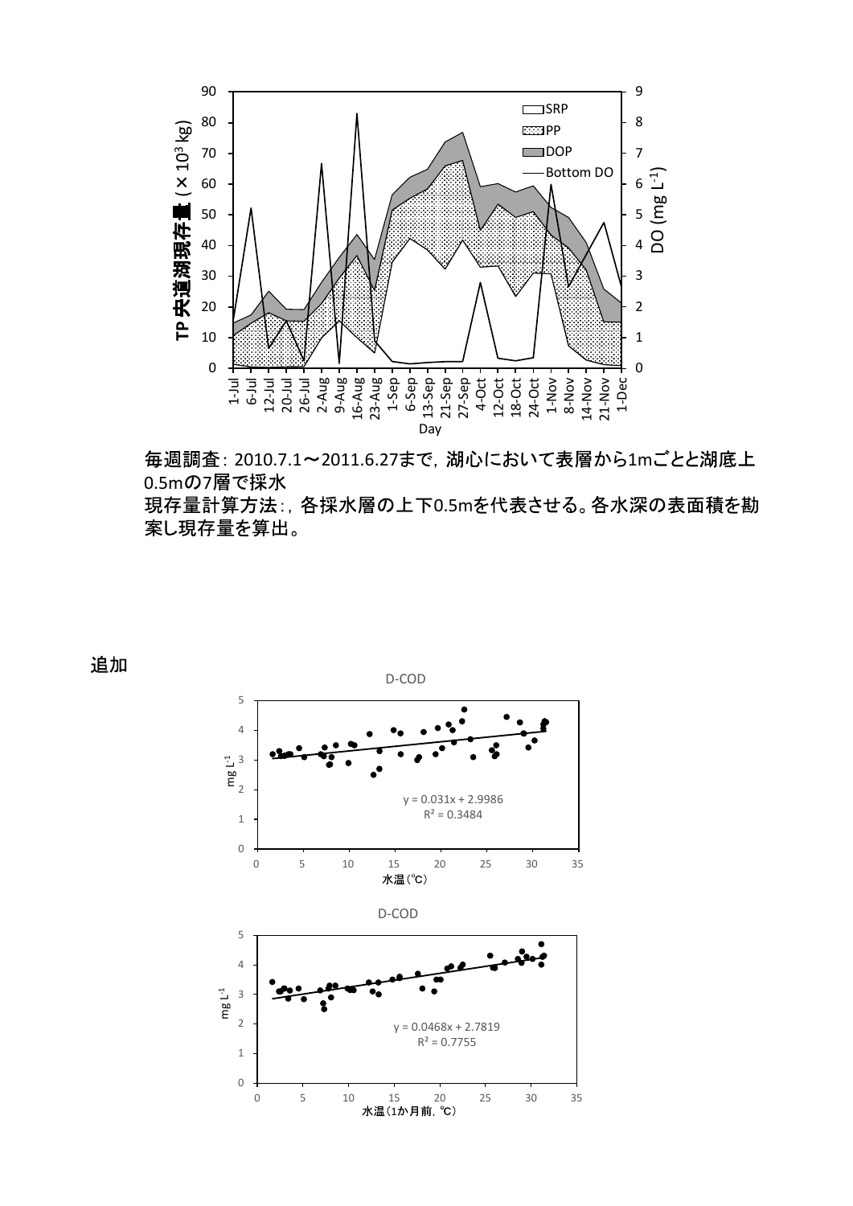毎週調査：2010.7.1～2011.6.27まで，湖心において表層から1mごとと湖底上0.5mの7層で採水

現存量計算方法：，各採水層の上下0.5mを代表させる。各水深の表面積を勘案し現存量を算出。

追加

D-COD

$y = 0.031x + 2.9986$
$R^2 = 0.3484$

水温（℃）

D-COD

$y = 0.0468x + 2.7819$
$R^2 = 0.7755$

水温（1か月前，℃）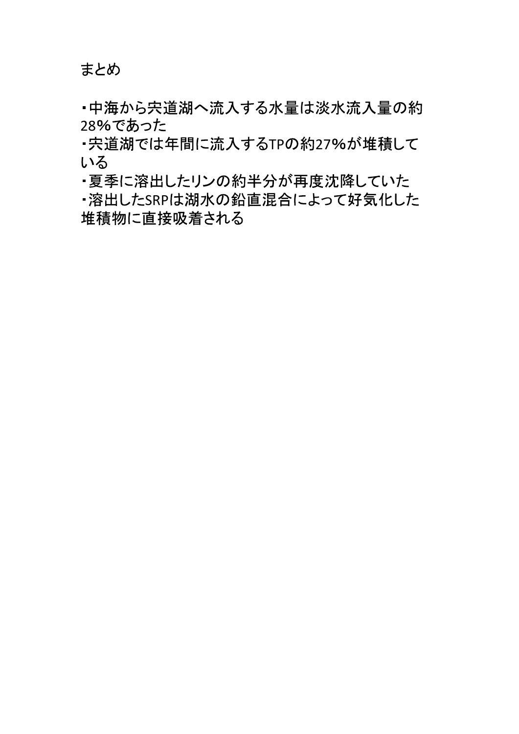まとめ

・中海から宍道湖へ流入する水量は淡水流入量の約28%であった
・宍道湖では年間に流入するTPの約27%が堆積している
・夏季に溶出したリンの約半分が再度沈降していた
・溶出したSRPは湖水の鉛直混合によって好気化した堆積物に直接吸着される